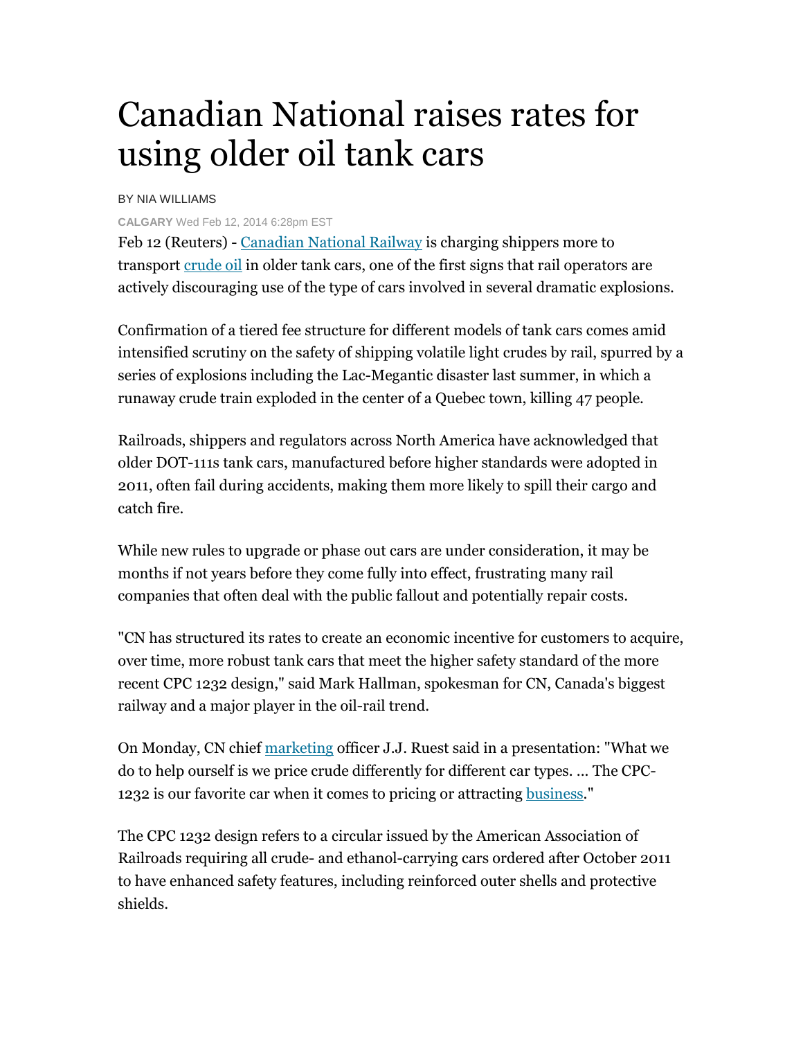# Canadian National raises rates for using older oil tank cars

BY NIA WILLIAMS

**CALGARY** Wed Feb 12, 2014 6:28pm EST

Feb 12 (Reuters) - Canadian National Railway is charging shippers more to transport crude oil in older tank cars, one of the first signs that rail operators are actively discouraging use of the type of cars involved in several dramatic explosions.

Confirmation of a tiered fee structure for different models of tank cars comes amid intensified scrutiny on the safety of shipping volatile light crudes by rail, spurred by a series of explosions including the Lac-Megantic disaster last summer, in which a runaway crude train exploded in the center of a Quebec town, killing 47 people.

Railroads, shippers and regulators across North America have acknowledged that older DOT-111s tank cars, manufactured before higher standards were adopted in 2011, often fail during accidents, making them more likely to spill their cargo and catch fire.

While new rules to upgrade or phase out cars are under consideration, it may be months if not years before they come fully into effect, frustrating many rail companies that often deal with the public fallout and potentially repair costs.

"CN has structured its rates to create an economic incentive for customers to acquire, over time, more robust tank cars that meet the higher safety standard of the more recent CPC 1232 design," said Mark Hallman, spokesman for CN, Canada's biggest railway and a major player in the oil-rail trend.

On Monday, CN chief marketing officer J.J. Ruest said in a presentation: "What we do to help ourself is we price crude differently for different car types. ... The CPC-1232 is our favorite car when it comes to pricing or attracting business."

The CPC 1232 design refers to a circular issued by the American Association of Railroads requiring all crude- and ethanol-carrying cars ordered after October 2011 to have enhanced safety features, including reinforced outer shells and protective shields.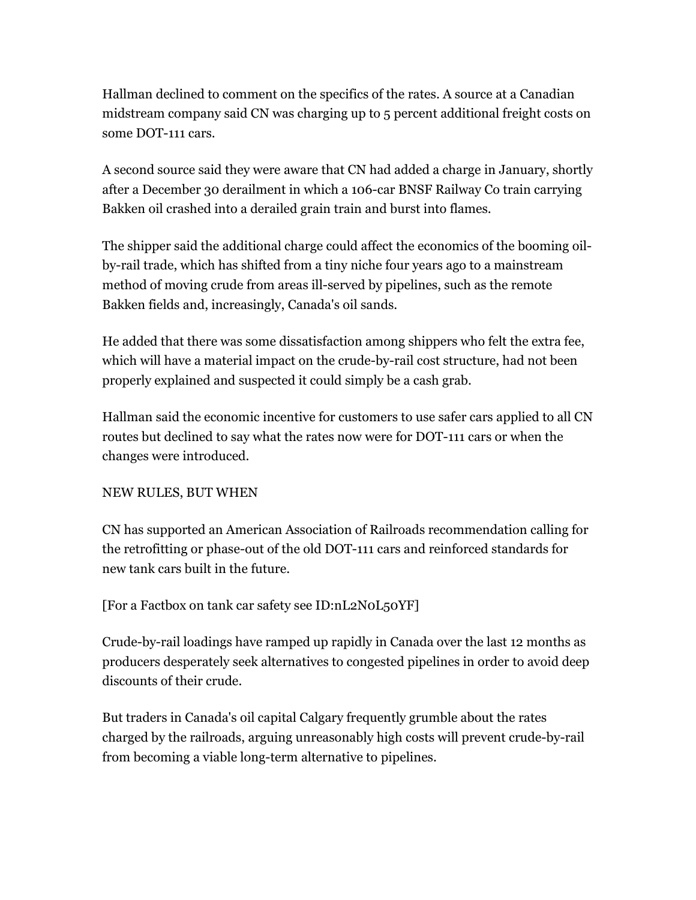Hallman declined to comment on the specifics of the rates. A source at a Canadian midstream company said CN was charging up to 5 percent additional freight costs on some DOT-111 cars.

A second source said they were aware that CN had added a charge in January, shortly after a December 30 derailment in which a 106-car BNSF Railway Co train carrying Bakken oil crashed into a derailed grain train and burst into flames.

The shipper said the additional charge could affect the economics of the booming oil-by-rail trade, which has shifted from a tiny niche four years ago to a mainstream method of moving crude from areas ill-served by pipelines, such as the remote Bakken fields and, increasingly, Canada's oil sands.

He added that there was some dissatisfaction among shippers who felt the extra fee, which will have a material impact on the crude-by-rail cost structure, had not been properly explained and suspected it could simply be a cash grab.

Hallman said the economic incentive for customers to use safer cars applied to all CN routes but declined to say what the rates now were for DOT-111 cars or when the changes were introduced.

NEW RULES, BUT WHEN

CN has supported an American Association of Railroads recommendation calling for the retrofitting or phase-out of the old DOT-111 cars and reinforced standards for new tank cars built in the future.

[For a Factbox on tank car safety see ID:nL2N0L50YF]

Crude-by-rail loadings have ramped up rapidly in Canada over the last 12 months as producers desperately seek alternatives to congested pipelines in order to avoid deep discounts of their crude.

But traders in Canada's oil capital Calgary frequently grumble about the rates charged by the railroads, arguing unreasonably high costs will prevent crude-by-rail from becoming a viable long-term alternative to pipelines.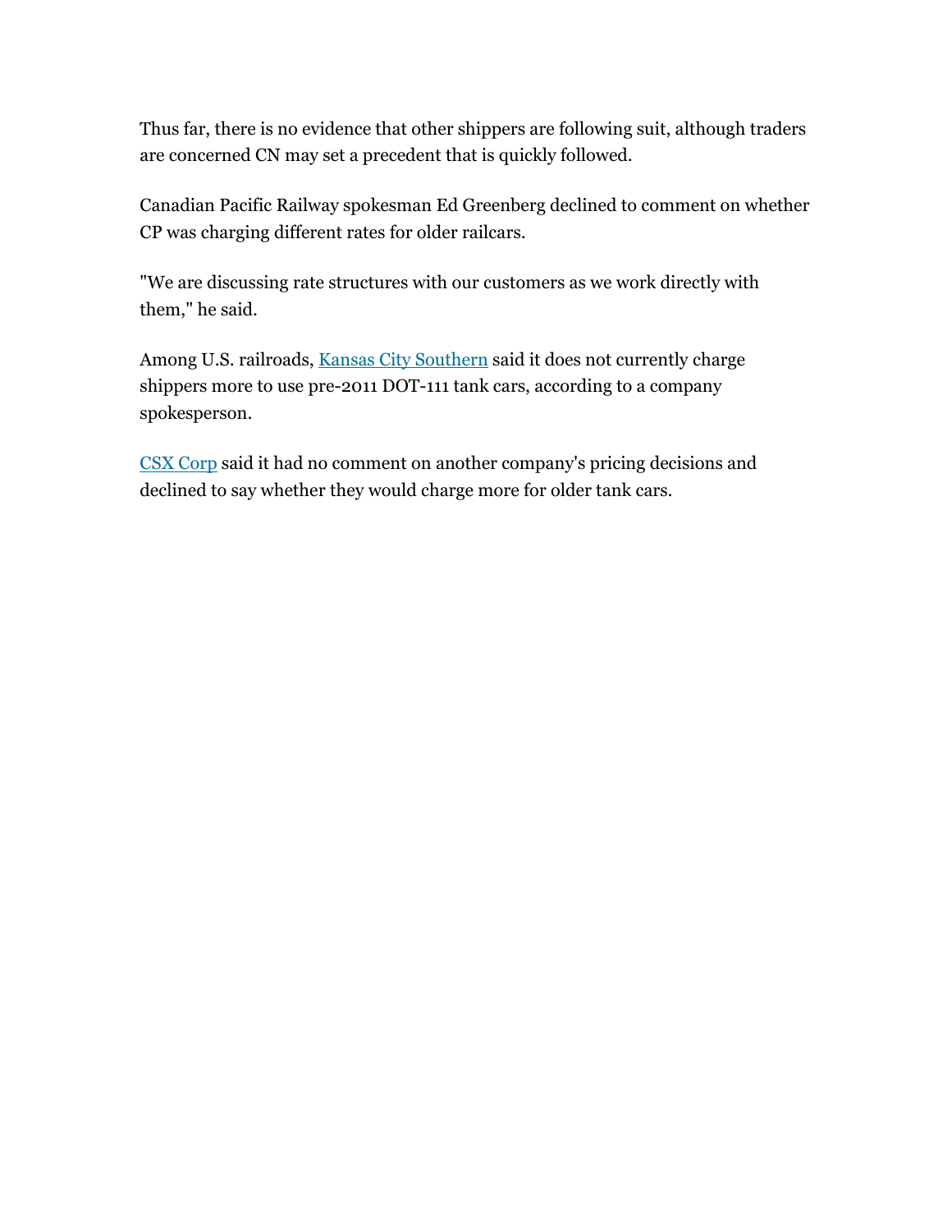Thus far, there is no evidence that other shippers are following suit, although traders are concerned CN may set a precedent that is quickly followed.

Canadian Pacific Railway spokesman Ed Greenberg declined to comment on whether CP was charging different rates for older railcars.

"We are discussing rate structures with our customers as we work directly with them," he said.

Among U.S. railroads, Kansas City Southern said it does not currently charge shippers more to use pre-2011 DOT-111 tank cars, according to a company spokesperson.

CSX Corp said it had no comment on another company's pricing decisions and declined to say whether they would charge more for older tank cars.